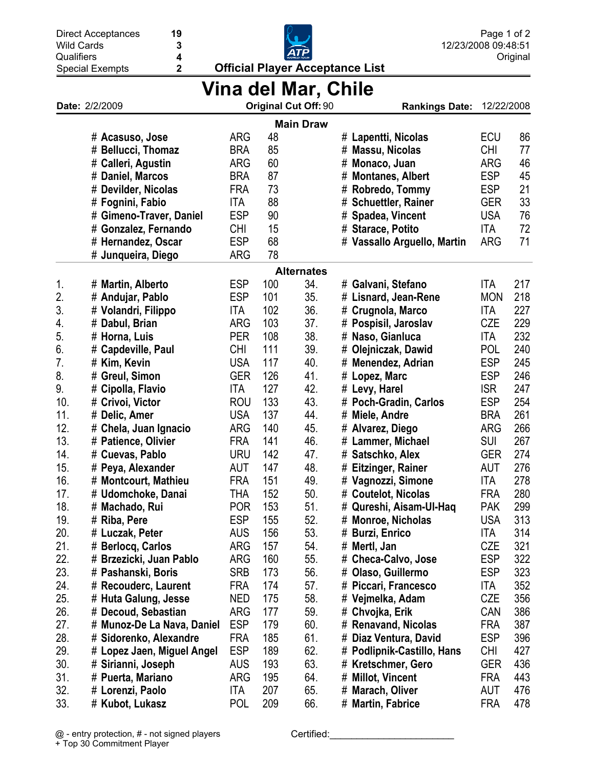| | |
|---|---|
| Direct Acceptances | 19 |
| Wild Cards | 3 |
| Qualifiers | 4 |
| Special Exempts | 2 |

12/23/2008 09:48:51
Original

**Official Player Acceptance List**

# Vina del Mar, Chile

**Date:** 2/2/2009 | **Original Cut Off:** 90 | **Rankings Date:** 12/22/2008

## Main Draw

| Player | Country | Rank | Player | Country | Rank |
|---|---|---|---|---|---|
| # Acasuso, Jose | ARG | 48 | # Lapentti, Nicolas | ECU | 86 |
| # Bellucci, Thomaz | BRA | 85 | # Massu, Nicolas | CHI | 77 |
| # Calleri, Agustin | ARG | 60 | # Monaco, Juan | ARG | 46 |
| # Daniel, Marcos | BRA | 87 | # Montanes, Albert | ESP | 45 |
| # Devilder, Nicolas | FRA | 73 | # Robredo, Tommy | ESP | 21 |
| # Fognini, Fabio | ITA | 88 | # Schuettler, Rainer | GER | 33 |
| # Gimeno-Traver, Daniel | ESP | 90 | # Spadea, Vincent | USA | 76 |
| # Gonzalez, Fernando | CHI | 15 | # Starace, Potito | ITA | 72 |
| # Hernandez, Oscar | ESP | 68 | # Vassallo Arguello, Martin | ARG | 71 |
| # Junqueira, Diego | ARG | 78 | | | |

## Alternates

| No. | Player | Country | Rank | No. | Player | Country | Rank |
|---|---|---|---|---|---|---|---|
| 1. | # Martin, Alberto | ESP | 100 | 34. | # Galvani, Stefano | ITA | 217 |
| 2. | # Andujar, Pablo | ESP | 101 | 35. | # Lisnard, Jean-Rene | MON | 218 |
| 3. | # Volandri, Filippo | ITA | 102 | 36. | # Crugnola, Marco | ITA | 227 |
| 4. | # Dabul, Brian | ARG | 103 | 37. | # Pospisil, Jaroslav | CZE | 229 |
| 5. | # Horna, Luis | PER | 108 | 38. | # Naso, Gianluca | ITA | 232 |
| 6. | # Capdeville, Paul | CHI | 111 | 39. | # Olejniczak, Dawid | POL | 240 |
| 7. | # Kim, Kevin | USA | 117 | 40. | # Menendez, Adrian | ESP | 245 |
| 8. | # Greul, Simon | GER | 126 | 41. | # Lopez, Marc | ESP | 246 |
| 9. | # Cipolla, Flavio | ITA | 127 | 42. | # Levy, Harel | ISR | 247 |
| 10. | # Crivoi, Victor | ROU | 133 | 43. | # Poch-Gradin, Carlos | ESP | 254 |
| 11. | # Delic, Amer | USA | 137 | 44. | # Miele, Andre | BRA | 261 |
| 12. | # Chela, Juan Ignacio | ARG | 140 | 45. | # Alvarez, Diego | ARG | 266 |
| 13. | # Patience, Olivier | FRA | 141 | 46. | # Lammer, Michael | SUI | 267 |
| 14. | # Cuevas, Pablo | URU | 142 | 47. | # Satschko, Alex | GER | 274 |
| 15. | # Peya, Alexander | AUT | 147 | 48. | # Eitzinger, Rainer | AUT | 276 |
| 16. | # Montcourt, Mathieu | FRA | 151 | 49. | # Vagnozzi, Simone | ITA | 278 |
| 17. | # Udomchoke, Danai | THA | 152 | 50. | # Coutelot, Nicolas | FRA | 280 |
| 18. | # Machado, Rui | POR | 153 | 51. | # Qureshi, Aisam-Ul-Haq | PAK | 299 |
| 19. | # Riba, Pere | ESP | 155 | 52. | # Monroe, Nicholas | USA | 313 |
| 20. | # Luczak, Peter | AUS | 156 | 53. | # Burzi, Enrico | ITA | 314 |
| 21. | # Berlocq, Carlos | ARG | 157 | 54. | # Mertl, Jan | CZE | 321 |
| 22. | # Brzezicki, Juan Pablo | ARG | 160 | 55. | # Checa-Calvo, Jose | ESP | 322 |
| 23. | # Pashanski, Boris | SRB | 173 | 56. | # Olaso, Guillermo | ESP | 323 |
| 24. | # Recouderc, Laurent | FRA | 174 | 57. | # Piccari, Francesco | ITA | 352 |
| 25. | # Huta Galung, Jesse | NED | 175 | 58. | # Vejmelka, Adam | CZE | 356 |
| 26. | # Decoud, Sebastian | ARG | 177 | 59. | # Chvojka, Erik | CAN | 386 |
| 27. | # Munoz-De La Nava, Daniel | ESP | 179 | 60. | # Renavand, Nicolas | FRA | 387 |
| 28. | # Sidorenko, Alexandre | FRA | 185 | 61. | # Diaz Ventura, David | ESP | 396 |
| 29. | # Lopez Jaen, Miguel Angel | ESP | 189 | 62. | # Podlipnik-Castillo, Hans | CHI | 427 |
| 30. | # Sirianni, Joseph | AUS | 193 | 63. | # Kretschmer, Gero | GER | 436 |
| 31. | # Puerta, Mariano | ARG | 195 | 64. | # Millot, Vincent | FRA | 443 |
| 32. | # Lorenzi, Paolo | ITA | 207 | 65. | # Marach, Oliver | AUT | 476 |
| 33. | # Kubot, Lukasz | POL | 209 | 66. | # Martin, Fabrice | FRA | 478 |

@ - entry protection, # - not signed players
+ Top 30 Commitment Player

Certified:_______________________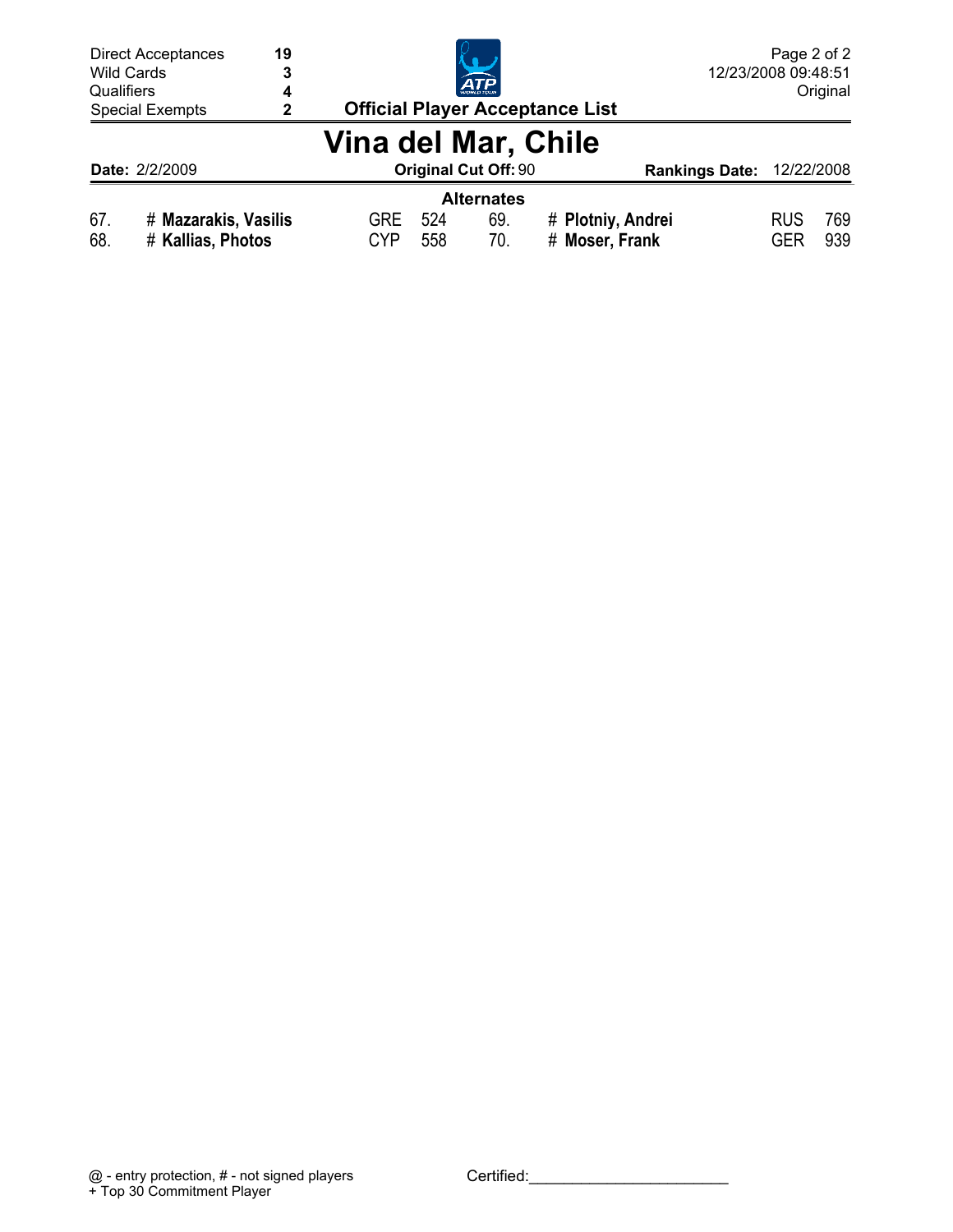Direct Acceptances **19**
Wild Cards **3**
Qualifiers **4**
Special Exempts **2**

**Official Player Acceptance List**

Original

# Vina del Mar, Chile

**Date:** 2/2/2009 **Original Cut Off:** 90 **Rankings Date:** 12/22/2008

## Alternates

| | | | | | | | |
|---|---|---|---|---|---|---|---|
| 67. | # **Mazarakis, Vasilis** | GRE | 524 | 69. | # **Plotniy, Andrei** | RUS | 769 |
| 68. | # **Kallias, Photos** | CYP | 558 | 70. | # **Moser, Frank** | GER | 939 |

@ - entry protection, # - not signed players
+ Top 30 Commitment Player

Certified:_______________________